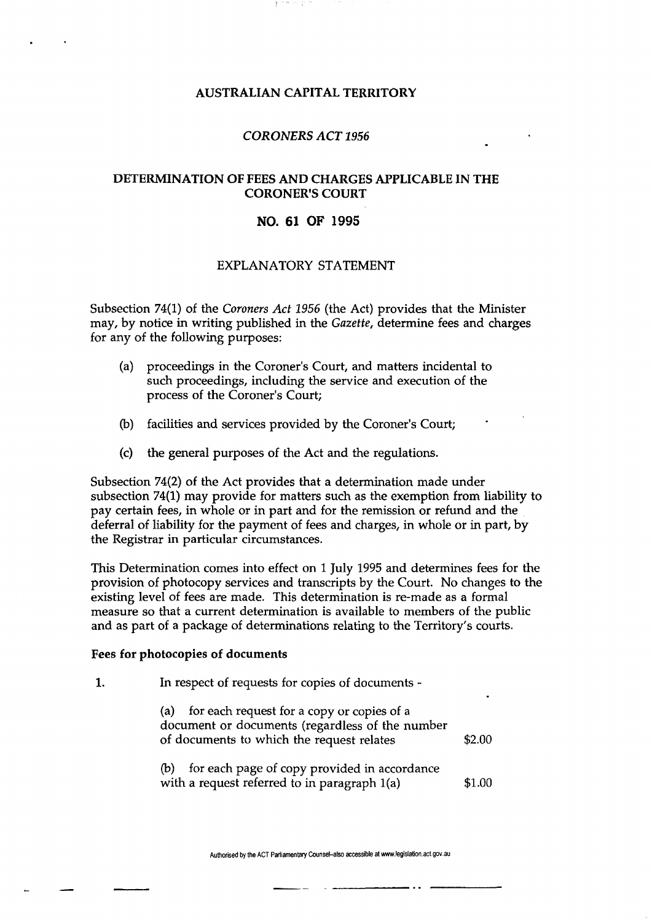# AUSTRALIAN CAPITAL TERRITORY

## *CORONERS ACT 1956*

## DETERMINATION OF FEES AND CHARGES APPLICABLE IN THE CORONER'S COURT

## NO. 61 OF 1995

## EXPLANATORY STATEMENT

Subsection 74(1) of the *Coroners Act 1956* (the Act) provides that the Minister may, by notice in writing published in the *Gazette*, determine fees and charges for any of the following purposes:

- (a) proceedings in the Coroner's Court, and matters incidental to such proceedings, including the service and execution of the process of the Coroner's Court;
- (b) facilities and services provided by the Coroner's Court;
- (c) the general purposes of the Act and the regulations.

Subsection 74(2) of the Act provides that a determination made under subsection 74(1) may provide for matters such as the exemption from liability to pay certain fees, in whole or in part and for the remission or refund and the deferral of liability for the payment of fees and charges, in whole or in part, by the Registrar in particular circumstances.

This Determination comes into effect on 1 July 1995 and determines fees for the provision of photocopy services and transcripts by the Court. No changes to the existing level of fees are made. This determination is re-made as a formal measure so that a current determination is available to members of the public and as part of a package of determinations relating to the Territory's courts.

**Fees for photocopies of documents**

1. In respect of requests for copies of documents -

| | |
|---|---|
| (a) for each request for a copy or copies of a document or documents (regardless of the number of documents to which the request relates | \$2.00 |
| (b) for each page of copy provided in accordance with a request referred to in paragraph 1(a) | \$1.00 |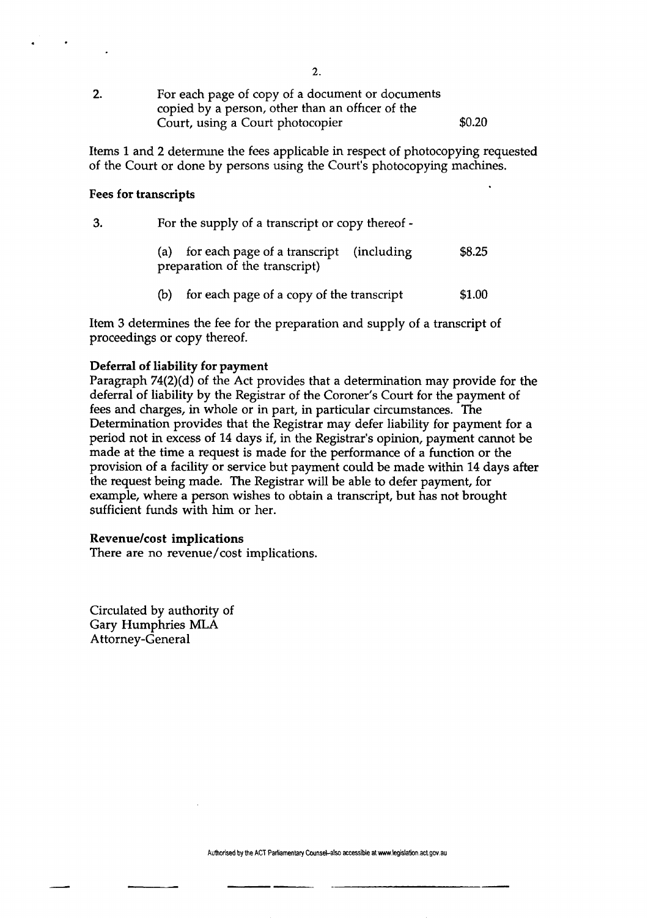| | | |
|---|---|---|
| 2. | For each page of copy of a document or documents copied by a person, other than an officer of the Court, using a Court photocopier | $0.20 |

Items 1 and 2 determine the fees applicable in respect of photocopying requested of the Court or done by persons using the Court's photocopying machines.

**Fees for transcripts**

| | | |
|---|---|---|
| 3. | For the supply of a transcript or copy thereof - | |
| | (a) for each page of a transcript (including preparation of the transcript) | $8.25 |
| | (b) for each page of a copy of the transcript | $1.00 |

Item 3 determines the fee for the preparation and supply of a transcript of proceedings or copy thereof.

**Deferral of liability for payment**

Paragraph 74(2)(d) of the Act provides that a determination may provide for the deferral of liability by the Registrar of the Coroner's Court for the payment of fees and charges, in whole or in part, in particular circumstances. The Determination provides that the Registrar may defer liability for payment for a period not in excess of 14 days if, in the Registrar's opinion, payment cannot be made at the time a request is made for the performance of a function or the provision of a facility or service but payment could be made within 14 days after the request being made. The Registrar will be able to defer payment, for example, where a person wishes to obtain a transcript, but has not brought sufficient funds with him or her.

**Revenue/cost implications**

There are no revenue/cost implications.

Circulated by authority of
Gary Humphries MLA
Attorney-General